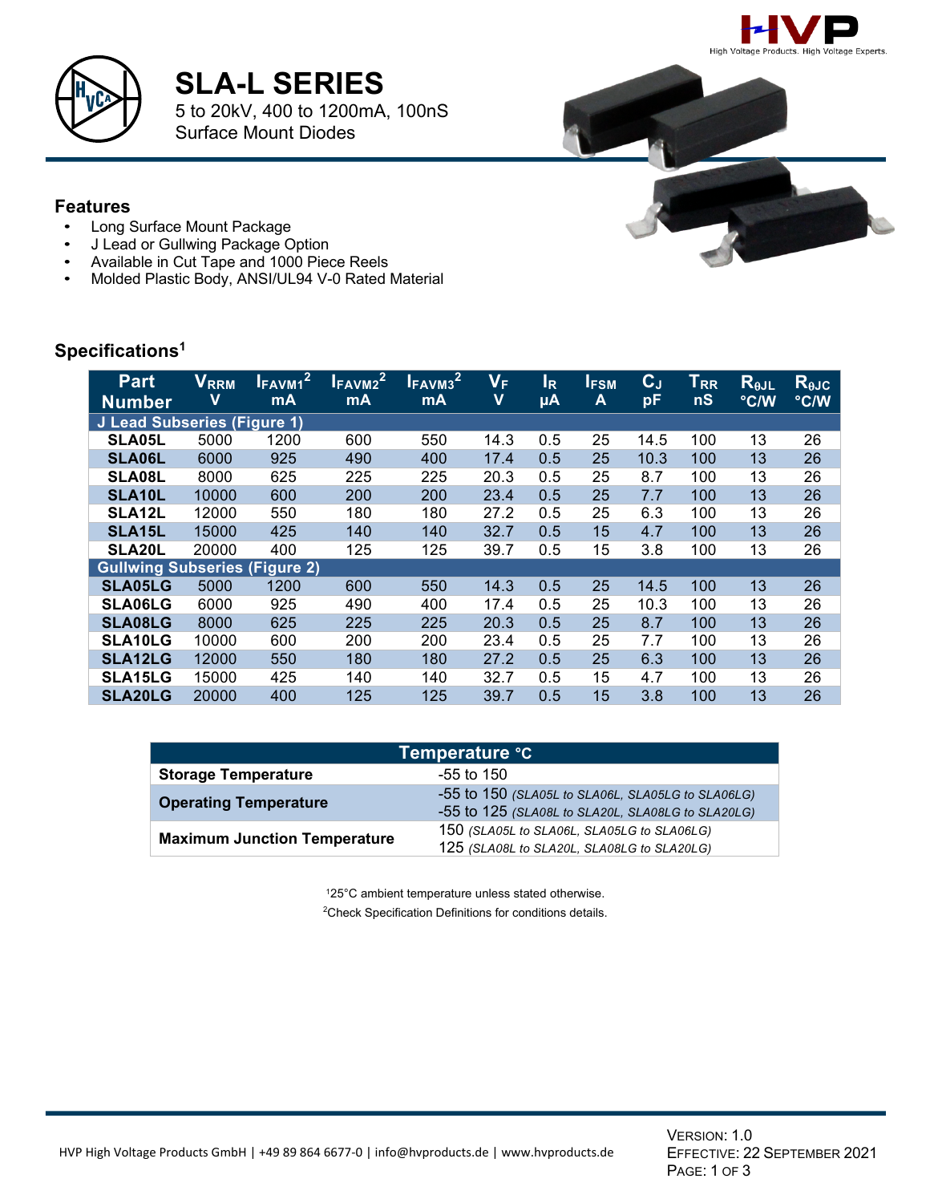# SLA-L SERIES

5 to 20kV, 400 to 1200mA, 100nS
Surface Mount Diodes

## Features

- Long Surface Mount Package
- J Lead or Gullwing Package Option
- Available in Cut Tape and 1000 Piece Reels
- Molded Plastic Body, ANSI/UL94 V-0 Rated Material

## Specifications[1]

| Part Number | $V_{RRM}$ V | $I_{FAVM1}$[2] mA | $I_{FAVM2}$[2] mA | $I_{FAVM3}$[2] mA | $V_F$ V | $I_R$ µA | $I_{FSM}$ A | $C_J$ pF | $T_{RR}$ nS | $R_{\theta JL}$ °C/W | $R_{\theta JC}$ °C/W |
|---|---|---|---|---|---|---|---|---|---|---|---|
| **J Lead Subseries (Figure 1)** | | | | | | | | | | | |
| **SLA05L** | 5000 | 1200 | 600 | 550 | 14.3 | 0.5 | 25 | 14.5 | 100 | 13 | 26 |
| **SLA06L** | 6000 | 925 | 490 | 400 | 17.4 | 0.5 | 25 | 10.3 | 100 | 13 | 26 |
| **SLA08L** | 8000 | 625 | 225 | 225 | 20.3 | 0.5 | 25 | 8.7 | 100 | 13 | 26 |
| **SLA10L** | 10000 | 600 | 200 | 200 | 23.4 | 0.5 | 25 | 7.7 | 100 | 13 | 26 |
| **SLA12L** | 12000 | 550 | 180 | 180 | 27.2 | 0.5 | 25 | 6.3 | 100 | 13 | 26 |
| **SLA15L** | 15000 | 425 | 140 | 140 | 32.7 | 0.5 | 15 | 4.7 | 100 | 13 | 26 |
| **SLA20L** | 20000 | 400 | 125 | 125 | 39.7 | 0.5 | 15 | 3.8 | 100 | 13 | 26 |
| **Gullwing Subseries (Figure 2)** | | | | | | | | | | | |
| **SLA05LG** | 5000 | 1200 | 600 | 550 | 14.3 | 0.5 | 25 | 14.5 | 100 | 13 | 26 |
| **SLA06LG** | 6000 | 925 | 490 | 400 | 17.4 | 0.5 | 25 | 10.3 | 100 | 13 | 26 |
| **SLA08LG** | 8000 | 625 | 225 | 225 | 20.3 | 0.5 | 25 | 8.7 | 100 | 13 | 26 |
| **SLA10LG** | 10000 | 600 | 200 | 200 | 23.4 | 0.5 | 25 | 7.7 | 100 | 13 | 26 |
| **SLA12LG** | 12000 | 550 | 180 | 180 | 27.2 | 0.5 | 25 | 6.3 | 100 | 13 | 26 |
| **SLA15LG** | 15000 | 425 | 140 | 140 | 32.7 | 0.5 | 15 | 4.7 | 100 | 13 | 26 |
| **SLA20LG** | 20000 | 400 | 125 | 125 | 39.7 | 0.5 | 15 | 3.8 | 100 | 13 | 26 |

| Temperature °C | |
|---|---|
| **Storage Temperature** | -55 to 150 |
| **Operating Temperature** | -55 to 150 *(SLA05L to SLA06L, SLA05LG to SLA06LG)*<br>-55 to 125 *(SLA08L to SLA20L, SLA08LG to SLA20LG)* |
| **Maximum Junction Temperature** | 150 *(SLA05L to SLA06L, SLA05LG to SLA06LG)*<br>125 *(SLA08L to SLA20L, SLA08LG to SLA20LG)* |

[1]25°C ambient temperature unless stated otherwise.

[2]Check Specification Definitions for conditions details.

HVP High Voltage Products GmbH | +49 89 864 6677-0 | info@hvproducts.de | www.hvproducts.de

Version: 1.0
Effective: 22 September 2021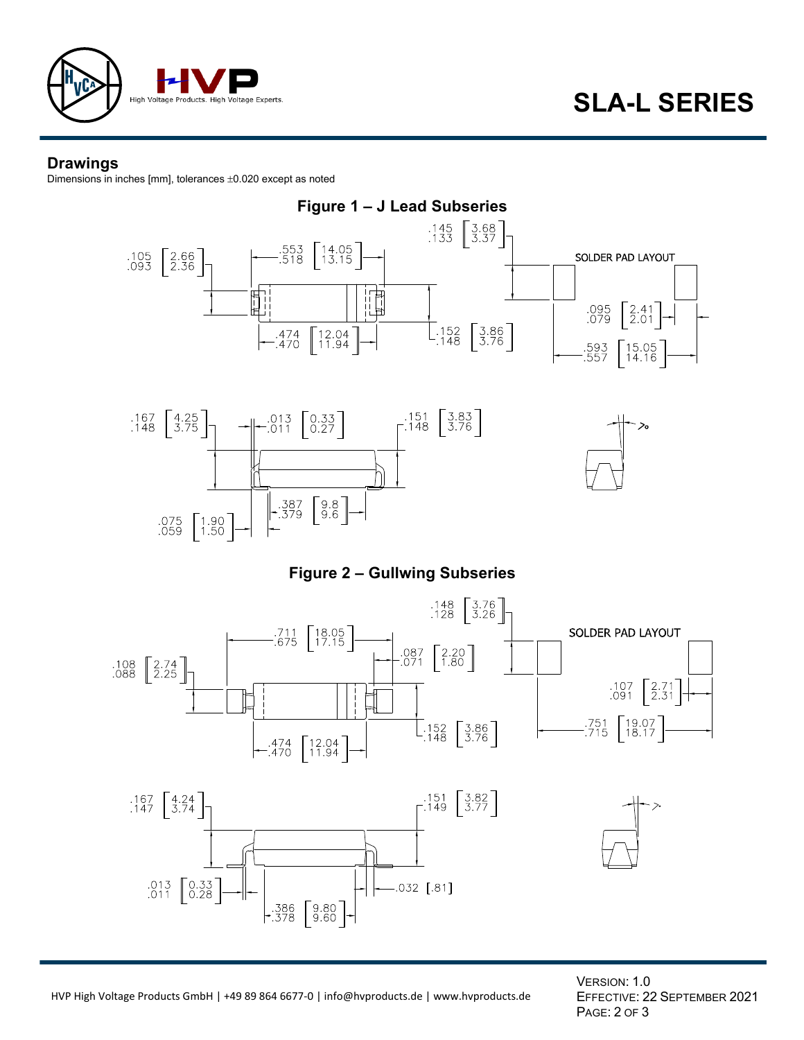# SLA-L SERIES

## Drawings

Dimensions in inches [mm], tolerances ±0.020 except as noted

**Figure 1 – J Lead Subseries**

SOLDER PAD LAYOUT

.105/.093 [2.66/2.36]; .553/.518 [14.05/13.15]; .145/.133 [3.68/3.37]; .474/.470 [12.04/11.94]; .152/.148 [3.86/3.76]; .095/.079 [2.41/2.01]; .593/.557 [15.05/14.16]

.167/.148 [4.25/3.75]; .013/.011 [0.33/0.27]; .151/.148 [3.83/3.76]; .387/.379 [9.8/9.6]; .075/.059 [1.90/1.50]; 7°

**Figure 2 – Gullwing Subseries**

SOLDER PAD LAYOUT

.108/.088 [2.74/2.25]; .711/.675 [18.05/17.15]; .087/.071 [2.20/1.80]; .148/.128 [3.76/3.26]; .474/.470 [12.04/11.94]; .152/.148 [3.86/3.76]; .107/.091 [2.71/2.31]; .751/.715 [19.07/18.17]

.167/.147 [4.24/3.74]; .151/.149 [3.82/3.77]; .013/.011 [0.33/0.28]; .032 [.81]; .386/.378 [9.80/9.60]; 7°

HVP High Voltage Products GmbH | +49 89 864 6677-0 | info@hvproducts.de | www.hvproducts.de

VERSION: 1.0
EFFECTIVE: 22 SEPTEMBER 2021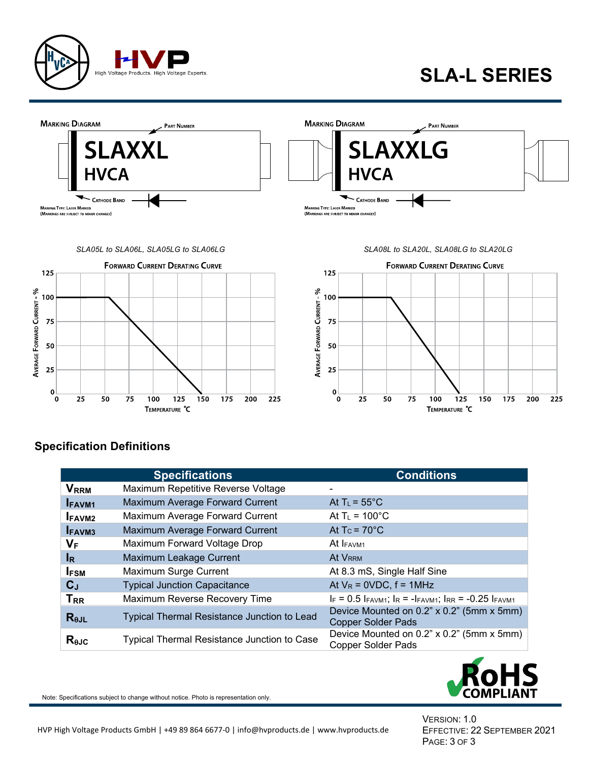# SLA-L SERIES

**Marking Diagram**

Part Number

SLAXXL
HVCA

Cathode Band

Marking Type: Laser Marked
(Markings are subject to minor changes)

**Marking Diagram**

Part Number

SLAXXLG
HVCA

Cathode Band

Marking Type: Laser Marked
(Markings are subject to minor changes)

*SLA05L to SLA06L, SLA05LG to SLA06LG*

Forward Current Derating Curve

Average Forward Current - %

125
100
75
50
25
0

0 25 50 75 100 125 150 175 200 225

Temperature °C

*SLA08L to SLA20L, SLA08LG to SLA20LG*

Forward Current Derating Curve

Average Forward Current - %

125
100
75
50
25
0

0 25 50 75 100 125 150 175 200 225

Temperature °C

## Specification Definitions

| | Specifications | Conditions |
|---|---|---|
| $V_{RRM}$ | Maximum Repetitive Reverse Voltage | - |
| $I_{FAVM1}$ | Maximum Average Forward Current | At $T_L$ = 55°C |
| $I_{FAVM2}$ | Maximum Average Forward Current | At $T_L$ = 100°C |
| $I_{FAVM3}$ | Maximum Average Forward Current | At $T_C$ = 70°C |
| $V_F$ | Maximum Forward Voltage Drop | At $I_{FAVM1}$ |
| $I_R$ | Maximum Leakage Current | At $V_{RRM}$ |
| $I_{FSM}$ | Maximum Surge Current | At 8.3 mS, Single Half Sine |
| $C_J$ | Typical Junction Capacitance | At $V_R$ = 0VDC, f = 1MHz |
| $T_{RR}$ | Maximum Reverse Recovery Time | $I_F$ = 0.5 $I_{FAVM1}$; $I_R$ = -$I_{FAVM1}$; $I_{RR}$ = -0.25 $I_{FAVM1}$ |
| $R_{\theta JL}$ | Typical Thermal Resistance Junction to Lead | Device Mounted on 0.2” x 0.2” (5mm x 5mm) Copper Solder Pads |
| $R_{\theta JC}$ | Typical Thermal Resistance Junction to Case | Device Mounted on 0.2” x 0.2” (5mm x 5mm) Copper Solder Pads |

RoHS COMPLIANT

Note: Specifications subject to change without notice. Photo is representation only.

HVP High Voltage Products GmbH | +49 89 864 6677-0 | info@hvproducts.de | www.hvproducts.de

Version: 1.0
Effective: 22 September 2021